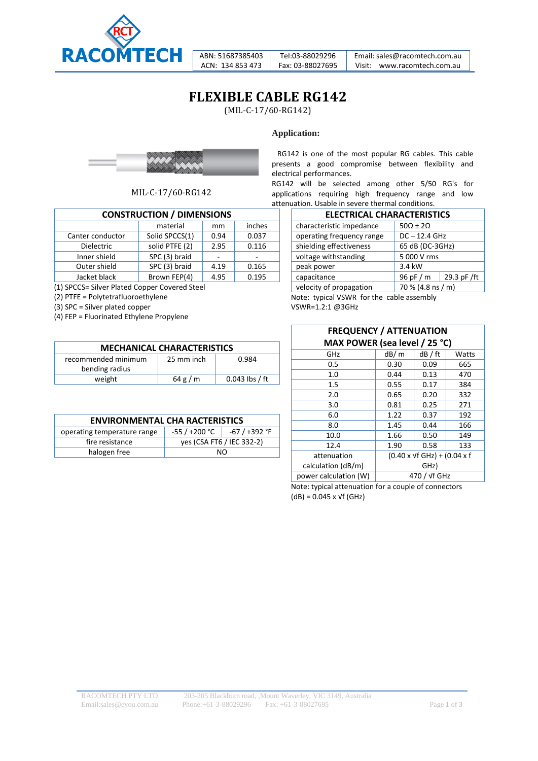RACOMTECH

| ABN: 51687385403 ACN: 134 853 473 | Tel:03-88029296 Fax: 03-88027695 | Email: sales@racomtech.com.au Visit: www.racomtech.com.au |
|---|---|---|

# FLEXIBLE CABLE RG142

(MIL-C-17/60-RG142)

MIL-C-17/60-RG142

## Application:

RG142 is one of the most popular RG cables. This cable presents a good compromise between flexibility and electrical performances.

RG142 will be selected among other 5/50 RG's for applications requiring high frequency range and low attenuation. Usable in severe thermal conditions.

| CONSTRUCTION / DIMENSIONS | | | |
|---|---|---|---|
| | material | mm | inches |
| Canter conductor | Solid SPCCS(1) | 0.94 | 0.037 |
| Dielectric | solid PTFE (2) | 2.95 | 0.116 |
| Inner shield | SPC (3) braid | - | - |
| Outer shield | SPC (3) braid | 4.19 | 0.165 |
| Jacket black | Brown FEP(4) | 4.95 | 0.195 |

(1) SPCCS= Silver Plated Copper Covered Steel
(2) PTFE = Polytetrafluoroethylene
(3) SPC = Silver plated copper
(4) FEP = Fluorinated Ethylene Propylene

| ELECTRICAL CHARACTERISTICS | | |
|---|---|---|
| characteristic impedance | 50Ω ± 2Ω | |
| operating frequency range | DC – 12.4 GHz | |
| shielding effectiveness | 65 dB (DC-3GHz) | |
| voltage withstanding | 5 000 V rms | |
| peak power | 3.4 kW | |
| capacitance | 96 pF / m | 29.3 pF /ft |
| velocity of propagation | 70 % (4.8 ns / m) | |

Note: typical VSWR for the cable assembly
VSWR=1.2:1 @3GHz

| MECHANICAL CHARACTERISTICS | | |
|---|---|---|
| recommended minimum bending radius | 25 mm inch | 0.984 |
| weight | 64 g / m | 0.043 lbs / ft |

| ENVIRONMENTAL CHA RACTERISTICS | | |
|---|---|---|
| operating temperature range | -55 / +200 °C | -67 / +392 °F |
| fire resistance | yes (CSA FT6 / IEC 332-2) | |
| halogen free | NO | |

| FREQUENCY / ATTENUATION MAX POWER (sea level / 25 °C) | | | |
|---|---|---|---|
| GHz | dB/ m | dB / ft | Watts |
| 0.5 | 0.30 | 0.09 | 665 |
| 1.0 | 0.44 | 0.13 | 470 |
| 1.5 | 0.55 | 0.17 | 384 |
| 2.0 | 0.65 | 0.20 | 332 |
| 3.0 | 0.81 | 0.25 | 271 |
| 6.0 | 1.22 | 0.37 | 192 |
| 8.0 | 1.45 | 0.44 | 166 |
| 10.0 | 1.66 | 0.50 | 149 |
| 12.4 | 1.90 | 0.58 | 133 |
| attenuation calculation (dB/m) | (0.40 x √f GHz) + (0.04 x f GHz) | | |
| power calculation (W) | 470 / √f GHz | | |

Note: typical attenuation for a couple of connectors
(dB) = 0.045 x √f (GHz)

RACOMTECH PTY LTD 203-205 Blackburn road, ,Mount Waverley, VIC 3149, Australia
Email:sales@eyou.com.au Phone:+61-3-88029296 Fax: +61-3-88027695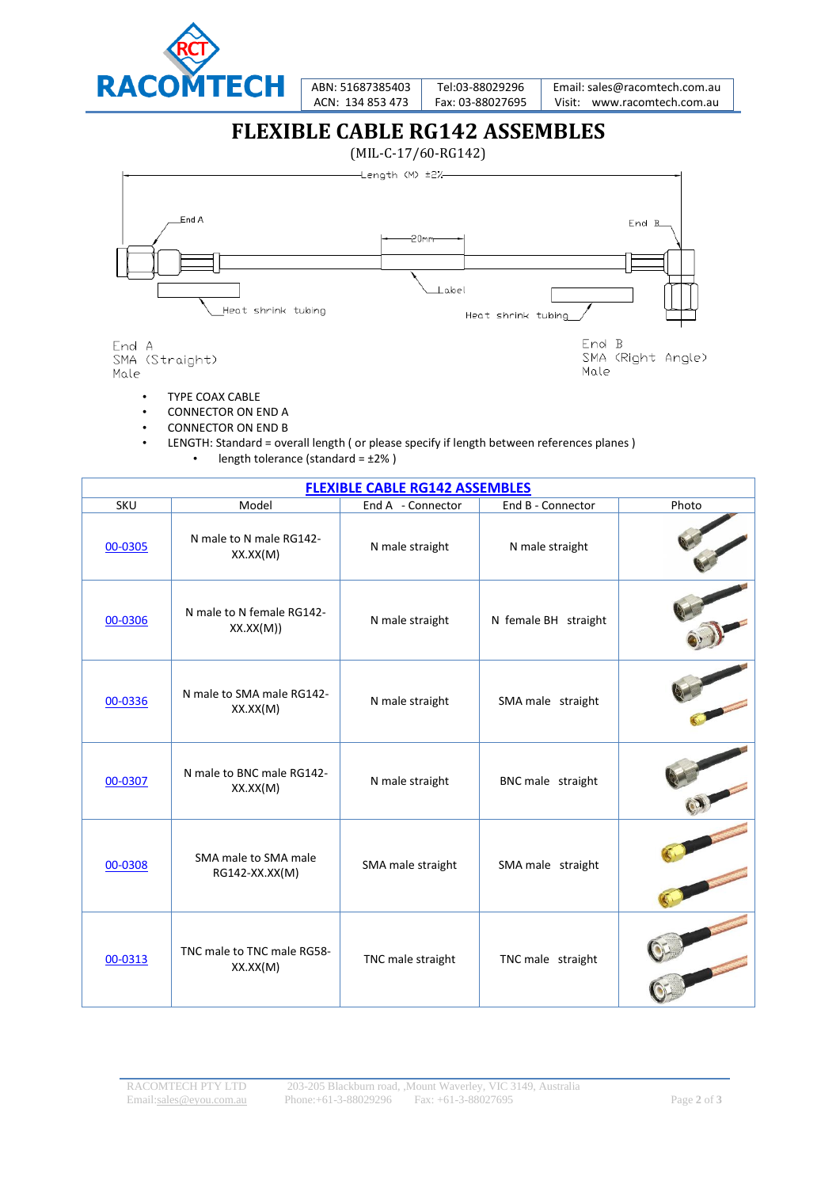# FLEXIBLE CABLE RG142 ASSEMBLES

(MIL-C-17/60-RG142)

Length (M) ±2%

End A

20mm

End B

Label

Heat shrink tubing

Heat shrink tubing

End A
SMA (Straight)
Male

End B
SMA (Right Angle)
Male

- TYPE COAX CABLE
- CONNECTOR ON END A
- CONNECTOR ON END B
- LENGTH: Standard = overall length ( or please specify if length between references planes )
  - length tolerance (standard = ±2% )

| FLEXIBLE CABLE RG142 ASSEMBLES | | | | |
|---|---|---|---|---|
| SKU | Model | End A - Connector | End B - Connector | Photo |
| 00-0305 | N male to N male RG142-XX.XX(M) | N male straight | N male straight | |
| 00-0306 | N male to N female RG142-XX.XX(M)) | N male straight | N female BH straight | |
| 00-0336 | N male to SMA male RG142-XX.XX(M) | N male straight | SMA male straight | |
| 00-0307 | N male to BNC male RG142-XX.XX(M) | N male straight | BNC male straight | |
| 00-0308 | SMA male to SMA male RG142-XX.XX(M) | SMA male straight | SMA male straight | |
| 00-0313 | TNC male to TNC male RG58-XX.XX(M) | TNC male straight | TNC male straight | |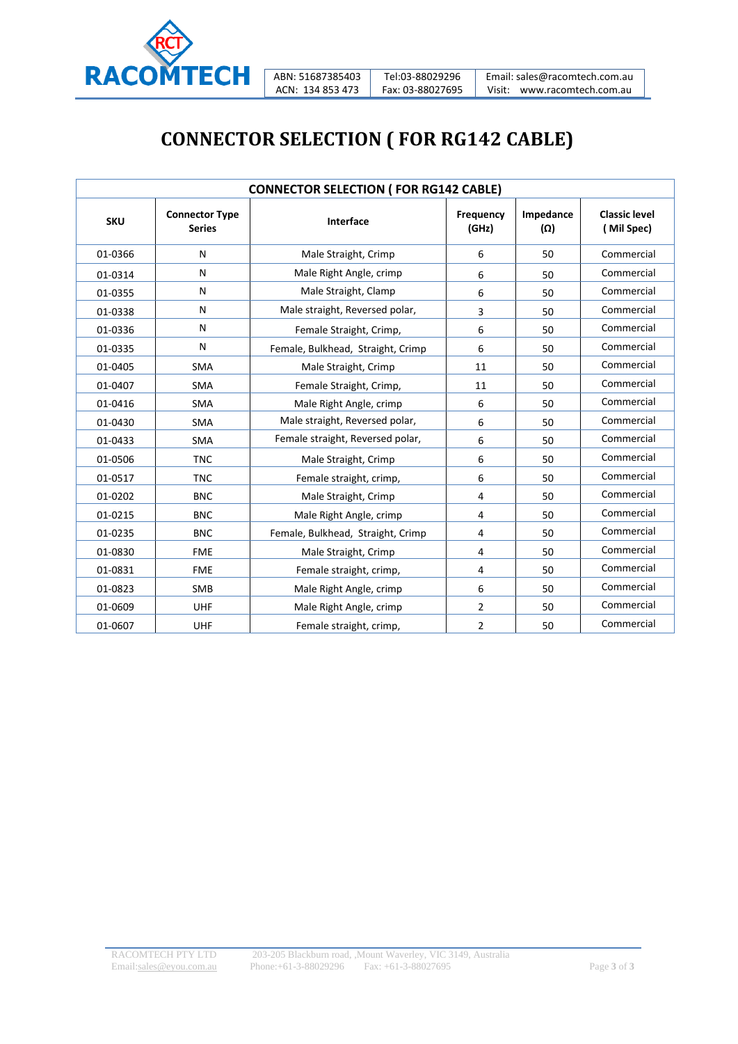RACOMTECH

| ABN: 51687385403 | Tel:03-88029296 | Email: sales@racomtech.com.au |
| --- | --- | --- |
| ACN: 134 853 473 | Fax: 03-88027695 | Visit: www.racomtech.com.au |

# CONNECTOR SELECTION ( FOR RG142 CABLE)

| CONNECTOR SELECTION ( FOR RG142 CABLE) | | | | | |
| --- | --- | --- | --- | --- | --- |
| **SKU** | **Connector Type Series** | **Interface** | **Frequency (GHz)** | **Impedance (Ω)** | **Classic level ( Mil Spec)** |
| 01-0366 | N | Male Straight, Crimp | 6 | 50 | Commercial |
| 01-0314 | N | Male Right Angle, crimp | 6 | 50 | Commercial |
| 01-0355 | N | Male Straight, Clamp | 6 | 50 | Commercial |
| 01-0338 | N | Male straight, Reversed polar, | 3 | 50 | Commercial |
| 01-0336 | N | Female Straight, Crimp, | 6 | 50 | Commercial |
| 01-0335 | N | Female, Bulkhead, Straight, Crimp | 6 | 50 | Commercial |
| 01-0405 | SMA | Male Straight, Crimp | 11 | 50 | Commercial |
| 01-0407 | SMA | Female Straight, Crimp, | 11 | 50 | Commercial |
| 01-0416 | SMA | Male Right Angle, crimp | 6 | 50 | Commercial |
| 01-0430 | SMA | Male straight, Reversed polar, | 6 | 50 | Commercial |
| 01-0433 | SMA | Female straight, Reversed polar, | 6 | 50 | Commercial |
| 01-0506 | TNC | Male Straight, Crimp | 6 | 50 | Commercial |
| 01-0517 | TNC | Female straight, crimp, | 6 | 50 | Commercial |
| 01-0202 | BNC | Male Straight, Crimp | 4 | 50 | Commercial |
| 01-0215 | BNC | Male Right Angle, crimp | 4 | 50 | Commercial |
| 01-0235 | BNC | Female, Bulkhead, Straight, Crimp | 4 | 50 | Commercial |
| 01-0830 | FME | Male Straight, Crimp | 4 | 50 | Commercial |
| 01-0831 | FME | Female straight, crimp, | 4 | 50 | Commercial |
| 01-0823 | SMB | Male Right Angle, crimp | 6 | 50 | Commercial |
| 01-0609 | UHF | Male Right Angle, crimp | 2 | 50 | Commercial |
| 01-0607 | UHF | Female straight, crimp, | 2 | 50 | Commercial |

RACOMTECH PTY LTD 203-205 Blackburn road, ,Mount Waverley, VIC 3149, Australia
Email:sales@eyou.com.au Phone:+61-3-88029296 Fax: +61-3-88027695